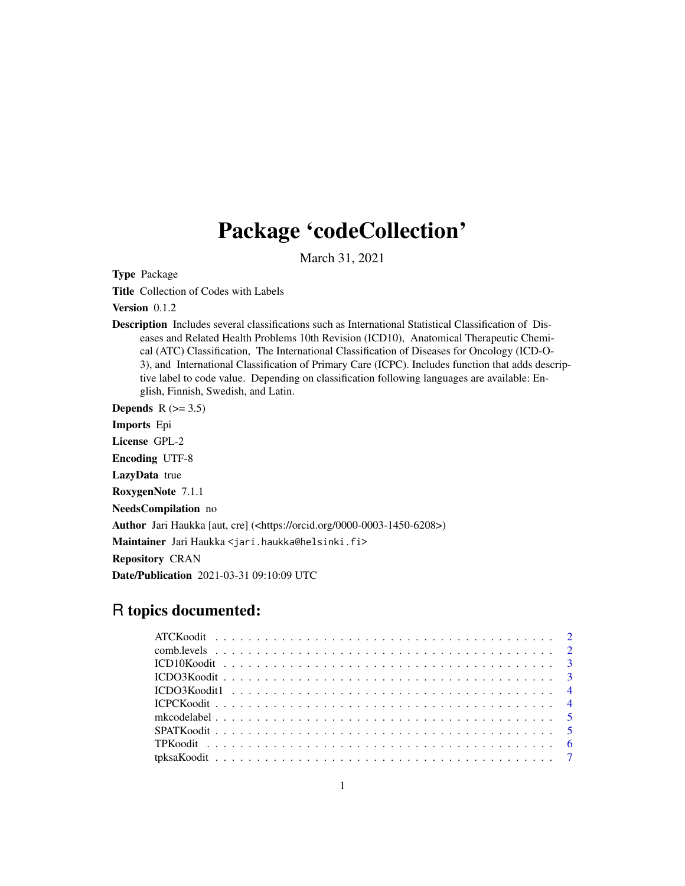# Package 'codeCollection'

March 31, 2021

**Type** Package

**Title** Collection of Codes with Labels

**Version** 0.1.2

**Description** Includes several classifications such as International Statistical Classification of Diseases and Related Health Problems 10th Revision (ICD10), Anatomical Therapeutic Chemical (ATC) Classification, The International Classification of Diseases for Oncology (ICD-O-3), and International Classification of Primary Care (ICPC). Includes function that adds descriptive label to code value. Depending on classification following languages are available: English, Finnish, Swedish, and Latin.

**Depends** R (>= 3.5)

**Imports** Epi

**License** GPL-2

**Encoding** UTF-8

**LazyData** true

**RoxygenNote** 7.1.1

**NeedsCompilation** no

**Author** Jari Haukka [aut, cre] (<https://orcid.org/0000-0003-1450-6208>)

**Maintainer** Jari Haukka <jari.haukka@helsinki.fi>

**Repository** CRAN

**Date/Publication** 2021-03-31 09:10:09 UTC

## R topics documented:

| Topic | Page |
|---|---|
| ATCKoodit | 2 |
| comb.levels | 2 |
| ICD10Koodit | 3 |
| ICDO3Koodit | 3 |
| ICDO3Koodit1 | 4 |
| ICPCKoodit | 4 |
| mkcodelabel | 5 |
| SPATKoodit | 5 |
| TPKoodit | 6 |
| tpksaKoodit | 7 |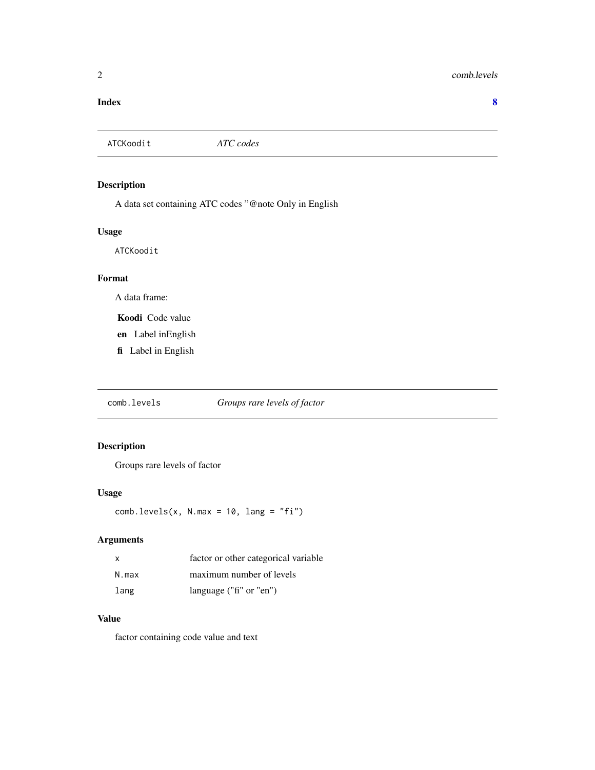**Index** **8**

---

## ATCKoodit — *ATC codes*

### Description

A data set containing ATC codes ''@note Only in English

### Usage

```
ATCKoodit
```

### Format

A data frame:

**Koodi** Code value

**en** Label inEnglish

**fi** Label in English

---

## comb.levels — *Groups rare levels of factor*

### Description

Groups rare levels of factor

### Usage

```
comb.levels(x, N.max = 10, lang = "fi")
```

### Arguments

| | |
|---|---|
| x | factor or other categorical variable |
| N.max | maximum number of levels |
| lang | language ("fi" or "en") |

### Value

factor containing code value and text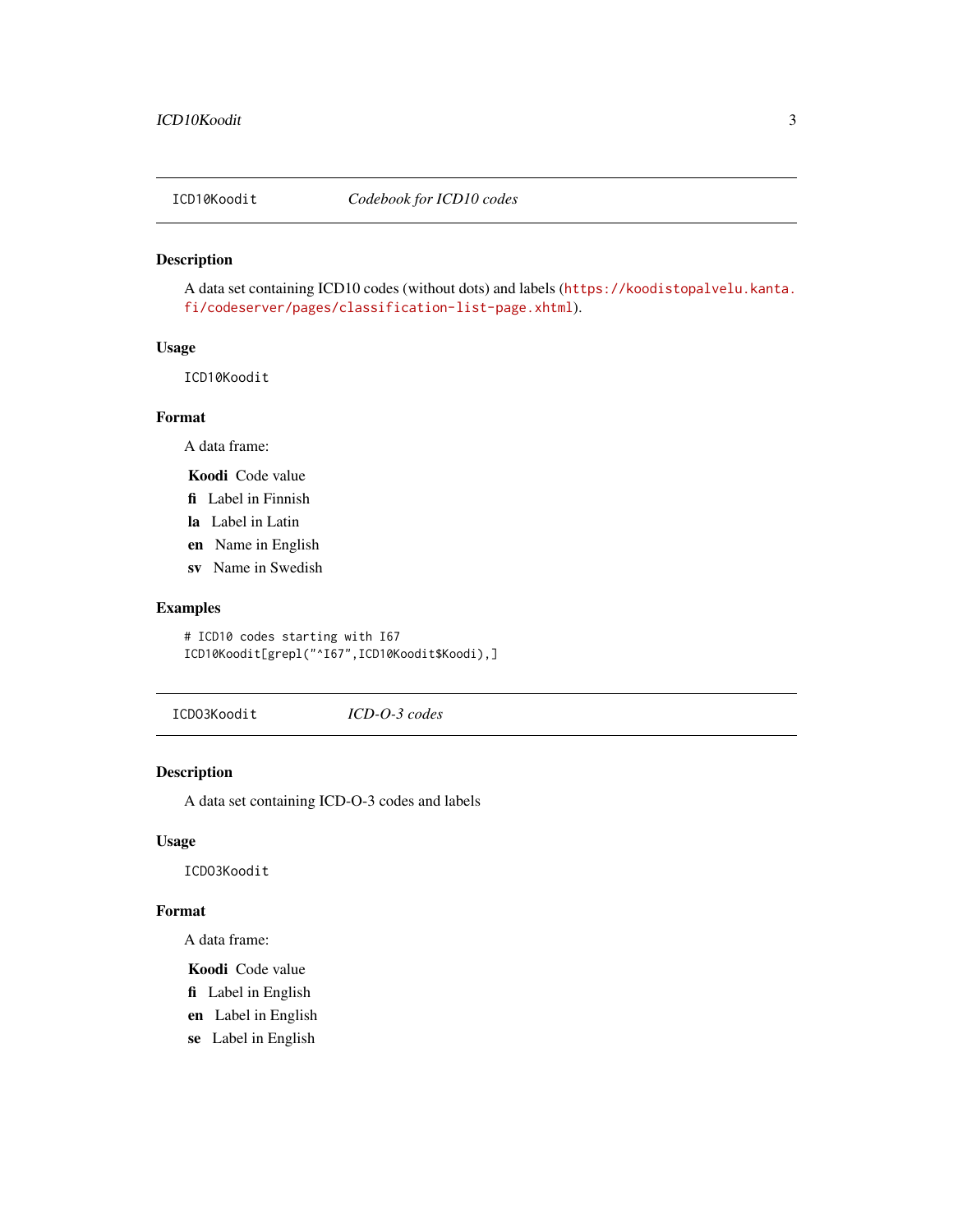## ICD10Koodit — *Codebook for ICD10 codes*

### Description

A data set containing ICD10 codes (without dots) and labels (https://koodistopalvelu.kanta.fi/codeserver/pages/classification-list-page.xhtml).

### Usage

```
ICD10Koodit
```

### Format

A data frame:

- **Koodi** Code value
- **fi** Label in Finnish
- **la** Label in Latin
- **en** Name in English
- **sv** Name in Swedish

### Examples

```
# ICD10 codes starting with I67
ICD10Koodit[grepl("^I67",ICD10Koodit$Koodi),]
```

## ICDO3Koodit — *ICD-O-3 codes*

### Description

A data set containing ICD-O-3 codes and labels

### Usage

```
ICDO3Koodit
```

### Format

A data frame:

- **Koodi** Code value
- **fi** Label in English
- **en** Label in English
- **se** Label in English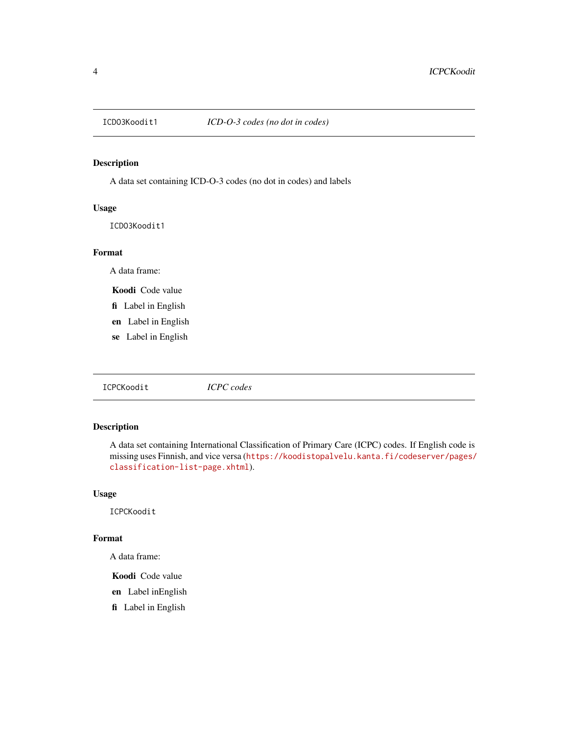## ICDO3Koodit1 — *ICD-O-3 codes (no dot in codes)*

### Description

A data set containing ICD-O-3 codes (no dot in codes) and labels

### Usage

```
ICDO3Koodit1
```

### Format

A data frame:

**Koodi** Code value

**fi** Label in English

**en** Label in English

**se** Label in English

## ICPCKoodit — *ICPC codes*

### Description

A data set containing International Classification of Primary Care (ICPC) codes. If English code is missing uses Finnish, and vice versa (https://koodistopalvelu.kanta.fi/codeserver/pages/classification-list-page.xhtml).

### Usage

```
ICPCKoodit
```

### Format

A data frame:

**Koodi** Code value

**en** Label inEnglish

**fi** Label in English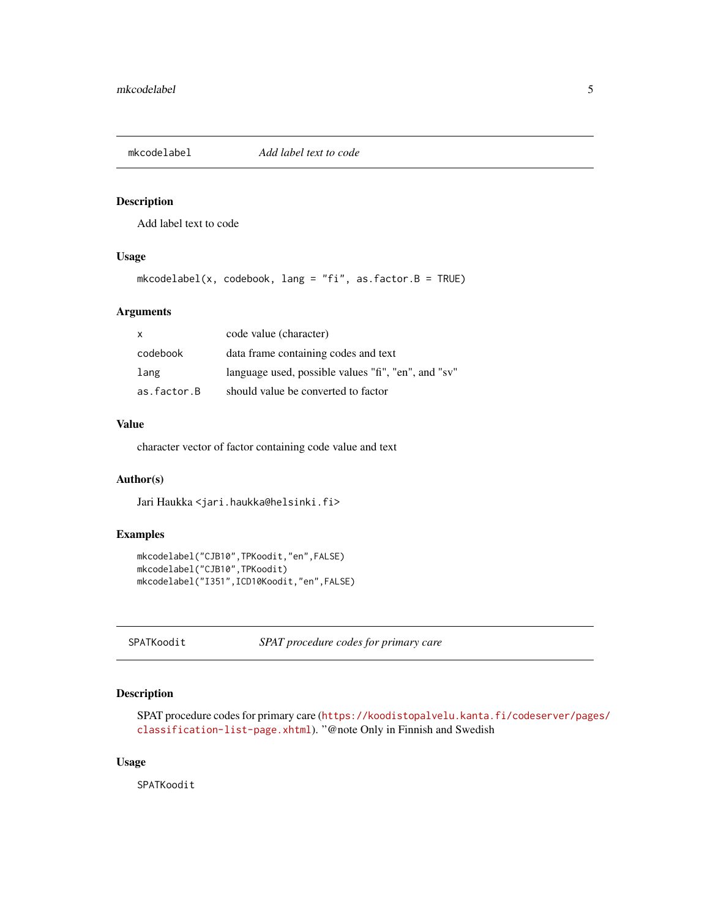## mkcodelabel — *Add label text to code*

### Description

Add label text to code

### Usage

```
mkcodelabel(x, codebook, lang = "fi", as.factor.B = TRUE)
```

### Arguments

| | |
|---|---|
| x | code value (character) |
| codebook | data frame containing codes and text |
| lang | language used, possible values "fi", "en", and "sv" |
| as.factor.B | should value be converted to factor |

### Value

character vector of factor containing code value and text

### Author(s)

Jari Haukka <jari.haukka@helsinki.fi>

### Examples

```
mkcodelabel("CJB10",TPKoodit,"en",FALSE)
mkcodelabel("CJB10",TPKoodit)
mkcodelabel("I351",ICD10Koodit,"en",FALSE)
```

## SPATKoodit — *SPAT procedure codes for primary care*

### Description

SPAT procedure codes for primary care (https://koodistopalvelu.kanta.fi/codeserver/pages/classification-list-page.xhtml). "@note Only in Finnish and Swedish

### Usage

```
SPATKoodit
```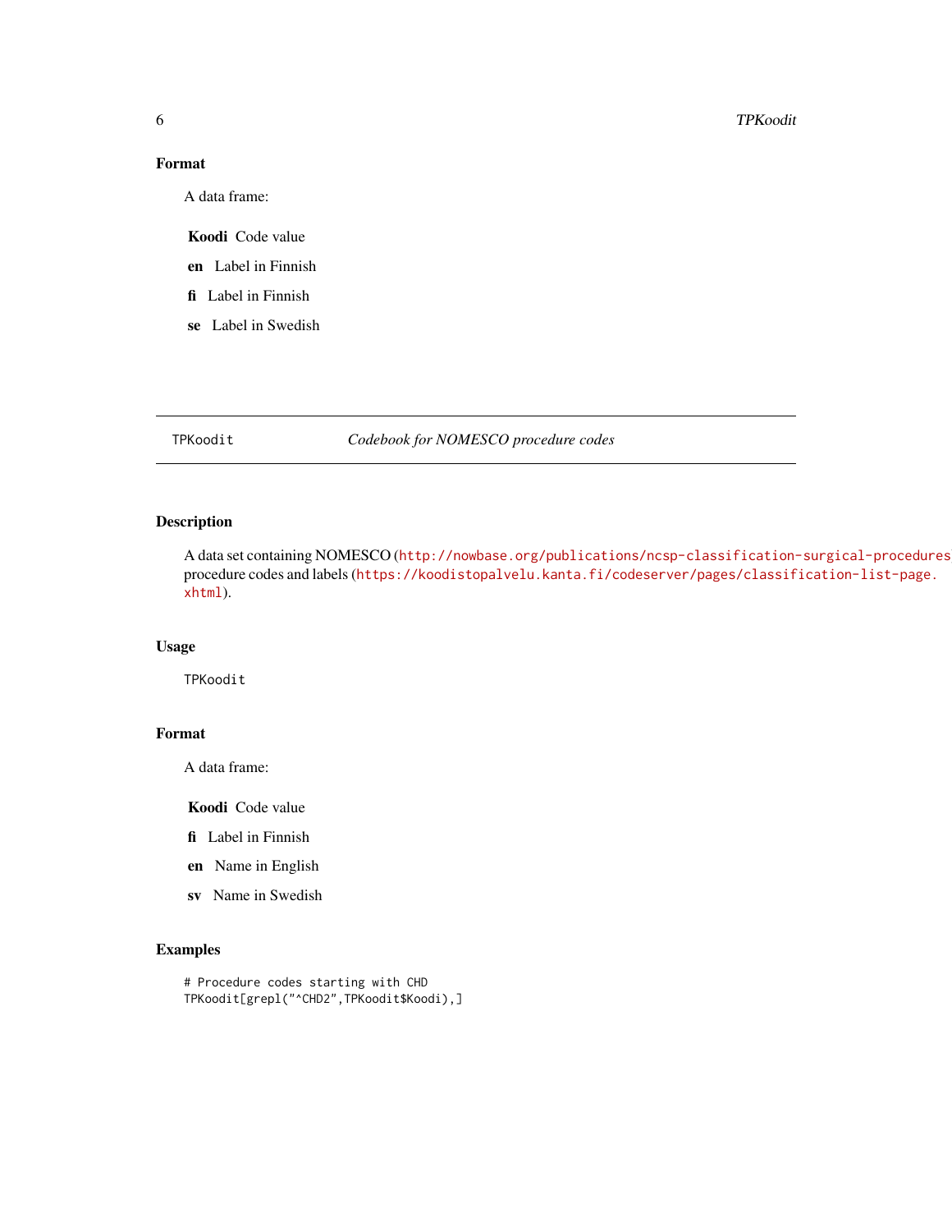## Format

A data frame:

**Koodi** Code value

**en** Label in Finnish

**fi** Label in Finnish

**se** Label in Swedish

---

TPKoodit *Codebook for NOMESCO procedure codes*

---

## Description

A data set containing NOMESCO (http://nowbase.org/publications/ncsp-classification-surgical-procedures) procedure codes and labels (https://koodistopalvelu.kanta.fi/codeserver/pages/classification-list-page.xhtml).

## Usage

```
TPKoodit
```

## Format

A data frame:

**Koodi** Code value

**fi** Label in Finnish

**en** Name in English

**sv** Name in Swedish

## Examples

```
# Procedure codes starting with CHD
TPKoodit[grepl("^CHD2",TPKoodit$Koodi),]
```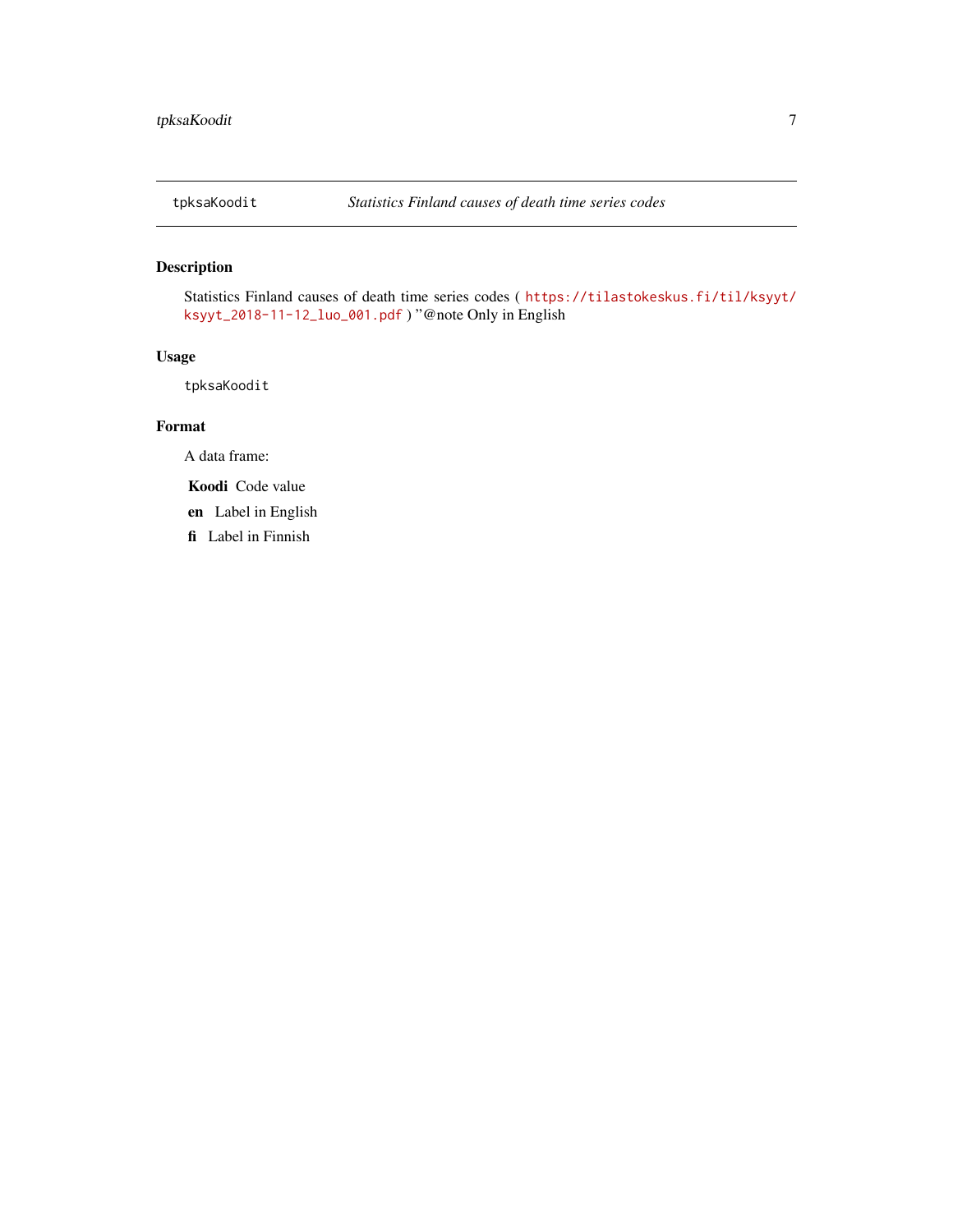`tpksaKoodit` *Statistics Finland causes of death time series codes*

## Description

Statistics Finland causes of death time series codes ( https://tilastokeskus.fi/til/ksyyt/ksyyt_2018-11-12_luo_001.pdf ) "@note Only in English

## Usage

```
tpksaKoodit
```

## Format

A data frame:

**Koodi** Code value

**en** Label in English

**fi** Label in Finnish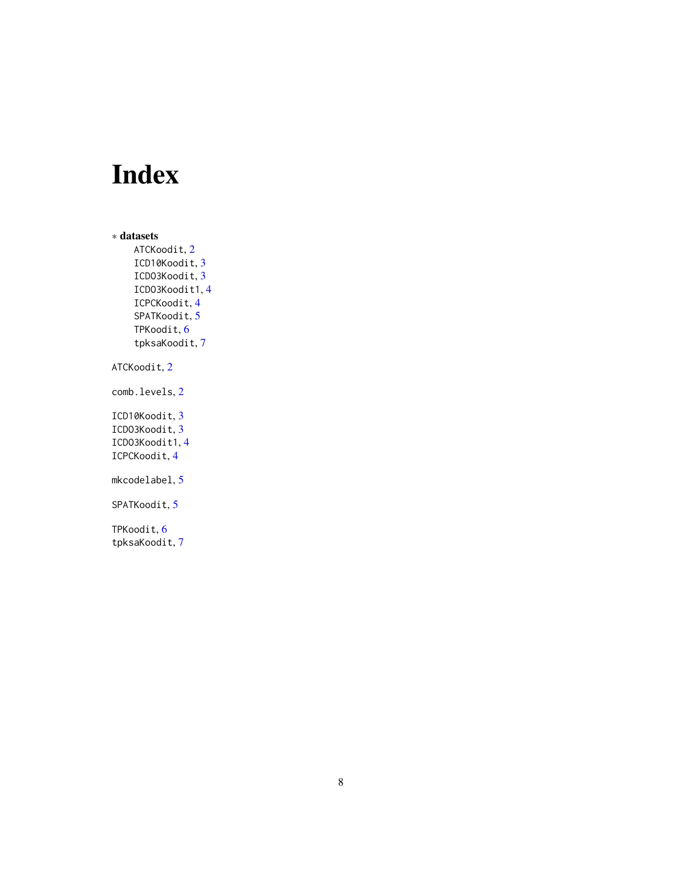# Index

∗ **datasets**

- ATCKoodit, 2
- ICD10Koodit, 3
- ICDO3Koodit, 3
- ICDO3Koodit1, 4
- ICPCKoodit, 4
- SPATKoodit, 5
- TPKoodit, 6
- tpksaKoodit, 7

ATCKoodit, 2

comb.levels, 2

ICD10Koodit, 3
ICDO3Koodit, 3
ICDO3Koodit1, 4
ICPCKoodit, 4

mkcodelabel, 5

SPATKoodit, 5

TPKoodit, 6
tpksaKoodit, 7